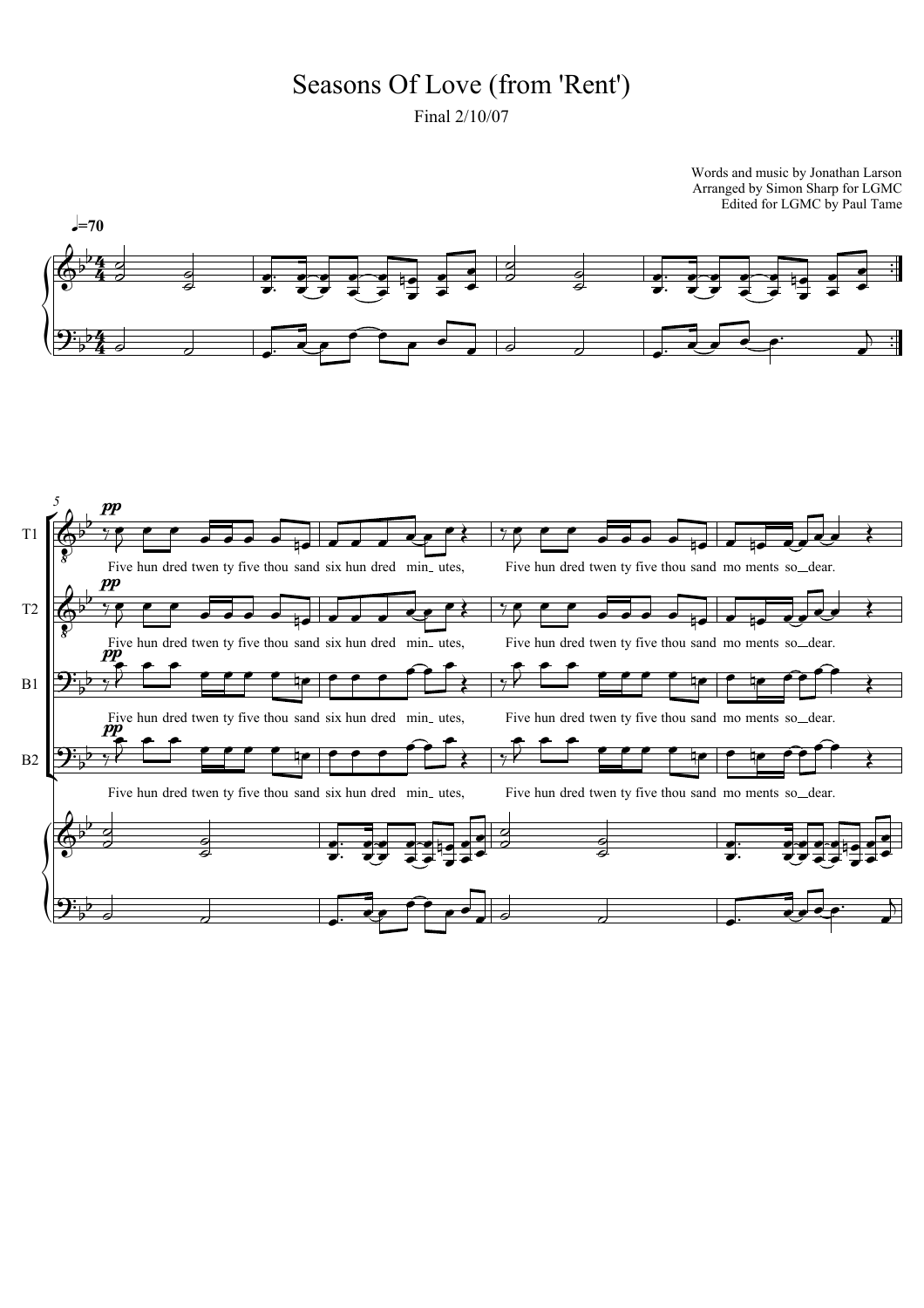# Seasons Of Love (from 'Rent')

Final 2/10/07

Words and music by Jonathan Larson
Arranged by Simon Sharp for LGMC
Edited for LGMC by Paul Tame

♩=70

T1, T2, B1, B2: Five hun dred twen ty five thou sand six hun dred min_ utes, Five hun dred twen ty five thou sand mo ments so_ dear.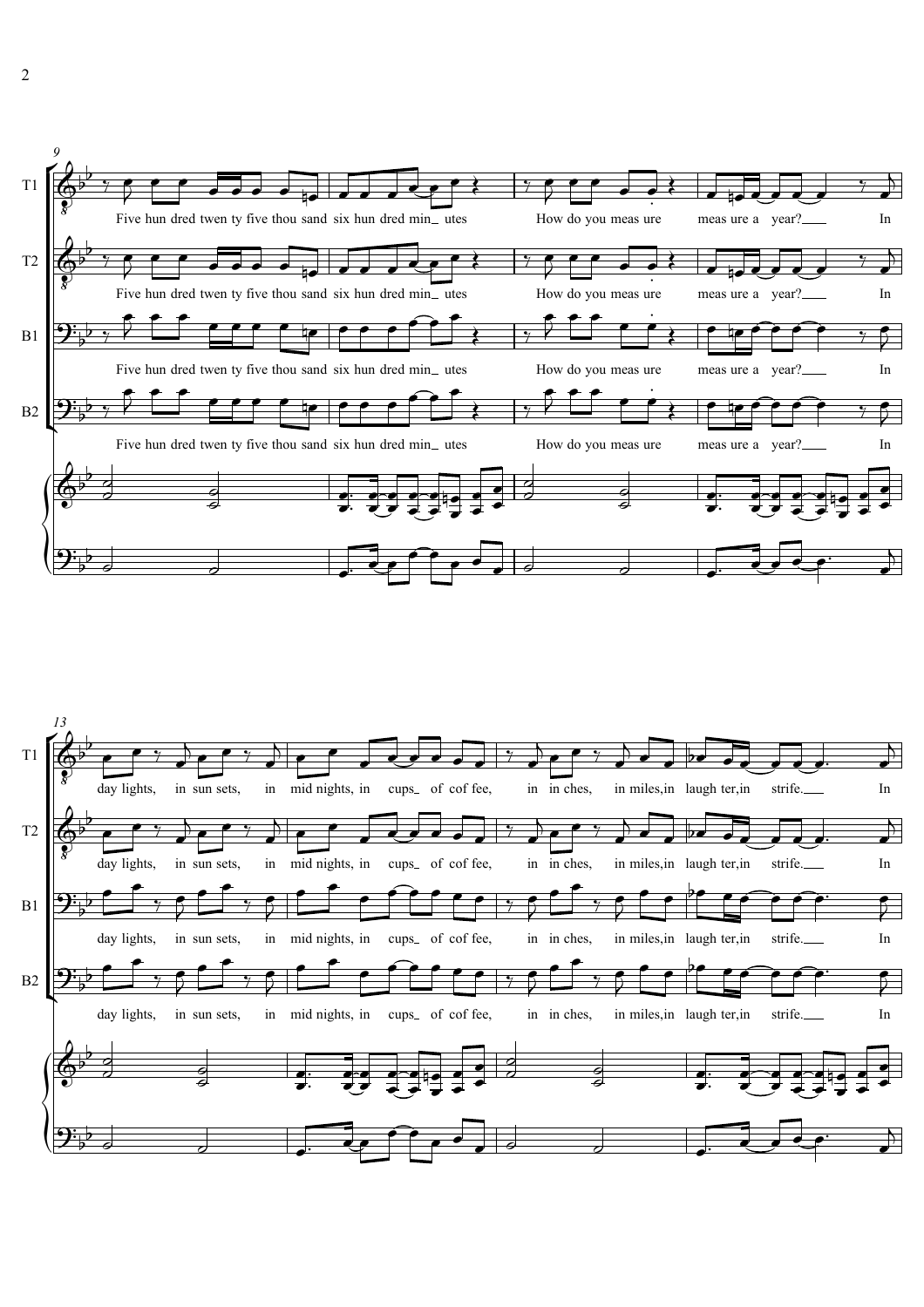T1 / T2 / B1 / B2

9

Five hun dred twen ty five thou sand six hun dred min_ utes How do you meas ure meas ure a year?___ In

13

day lights, in sun sets, in mid nights, in cups_ of cof fee, in in ches, in miles, in laugh ter, in strife.___ In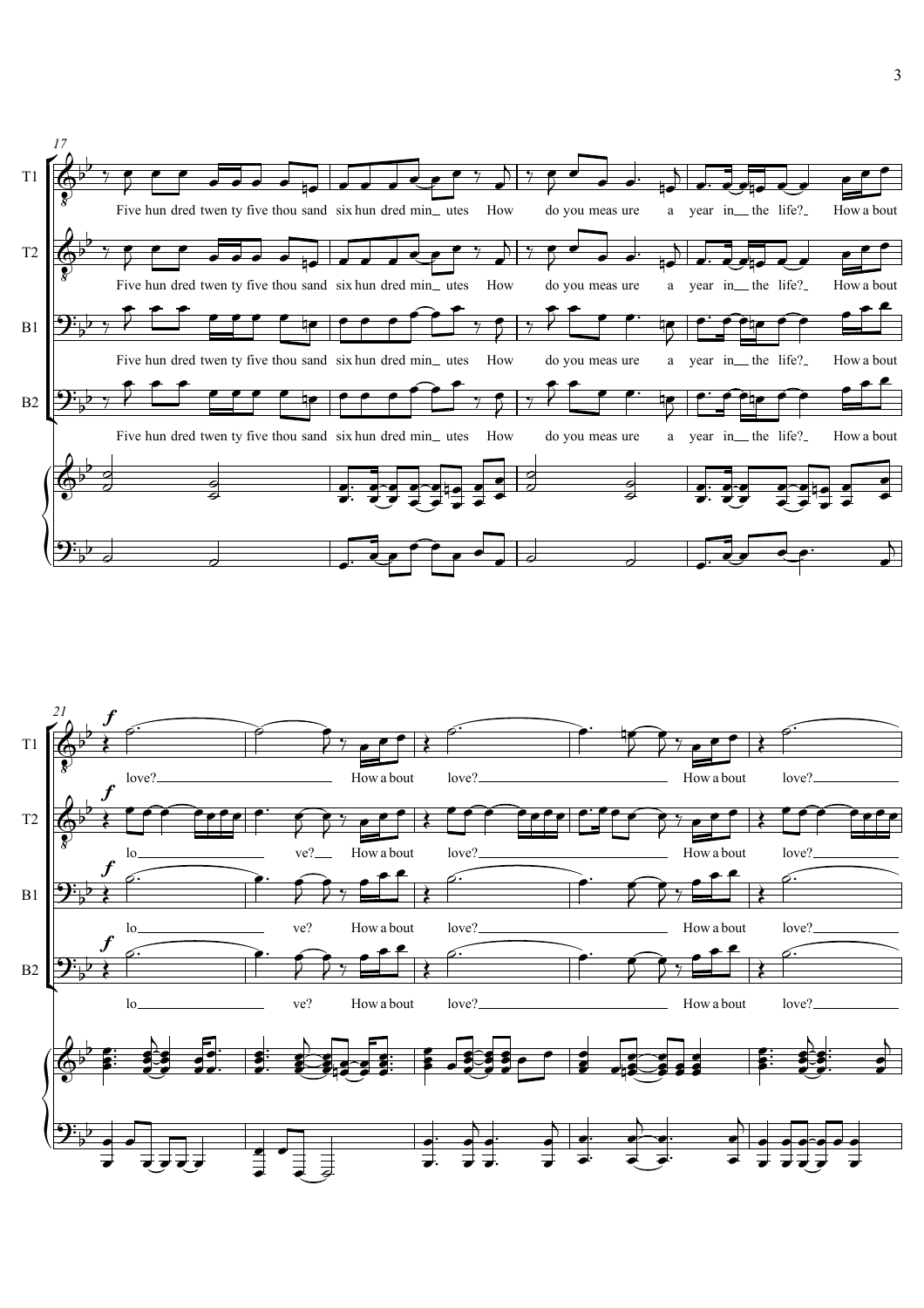**17**

T1: Five hun dred twen ty five thou sand six hun dred min_ utes How do you meas ure a year in__ the life?_ How a bout

T2: Five hun dred twen ty five thou sand six hun dred min_ utes How do you meas ure a year in__ the life?_ How a bout

B1: Five hun dred twen ty five thou sand six hun dred min_ utes How do you meas ure a year in__ the life?_ How a bout

B2: Five hun dred twen ty five thou sand six hun dred min_ utes How do you meas ure a year in__ the life?_ How a bout

**21**

T1: *f* love?_ How a bout love?_ How a bout love?_

T2: *f* lo_ ve?__ How a bout love?_ How a bout love?_

B1: *f* lo_ ve? How a bout love?_ How a bout love?_

B2: *f* lo_ ve? How a bout love?_ How a bout love?_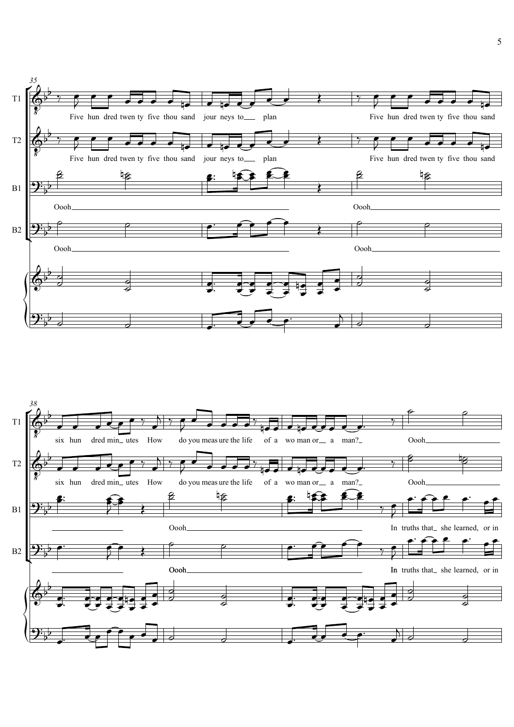35

T1: Five hun dred twen ty five thou sand jour neys to plan Five hun dred twen ty five thou sand

T2: Five hun dred twen ty five thou sand jour neys to plan Five hun dred twen ty five thou sand

B1: Oooh Oooh

B2: Oooh Oooh

38

T1: six hun dred min utes How do you meas ure the life of a wo man or a man? Oooh

T2: six hun dred min utes How do you meas ure the life of a wo man or a man? Oooh

B1: Oooh In truths that she learned, or in

B2: Oooh In truths that she learned, or in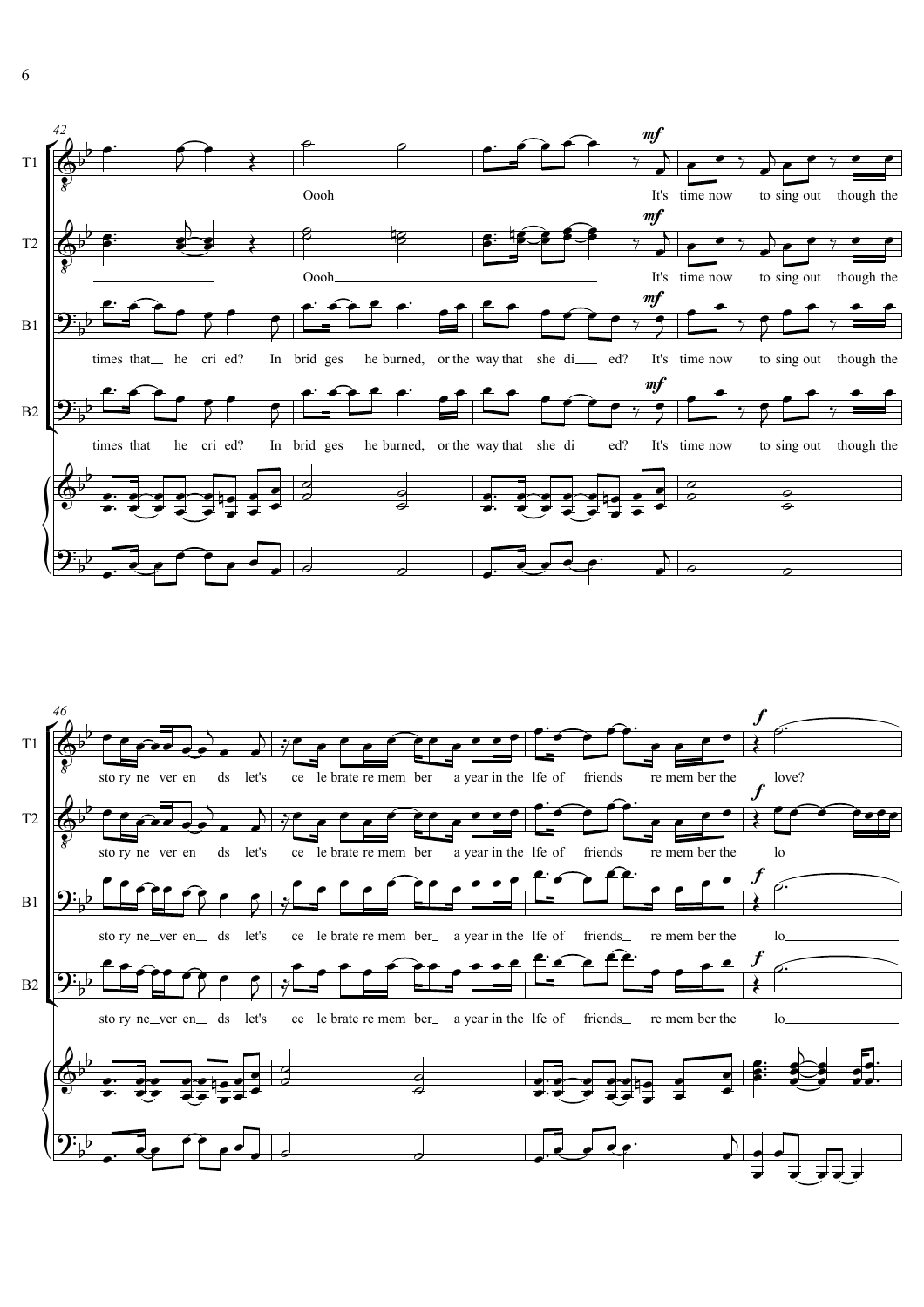42

T1: Oooh — It's time now to sing out though the

T2: Oooh — It's time now to sing out though the

B1: times that he cri ed? In brid ges he burned, or the way that she di ed? It's time now to sing out though the

B2: times that he cri ed? In brid ges he burned, or the way that she di ed? It's time now to sing out though the

46

T1: sto ry ne ver en ds let's ce le brate re mem ber a year in the lfe of friends re mem ber the love?

T2: sto ry ne ver en ds let's ce le brate re mem ber a year in the lfe of friends re mem ber the lo

B1: sto ry ne ver en ds let's ce le brate re mem ber a year in the lfe of friends re mem ber the lo

B2: sto ry ne ver en ds let's ce le brate re mem ber a year in the lfe of friends re mem ber the lo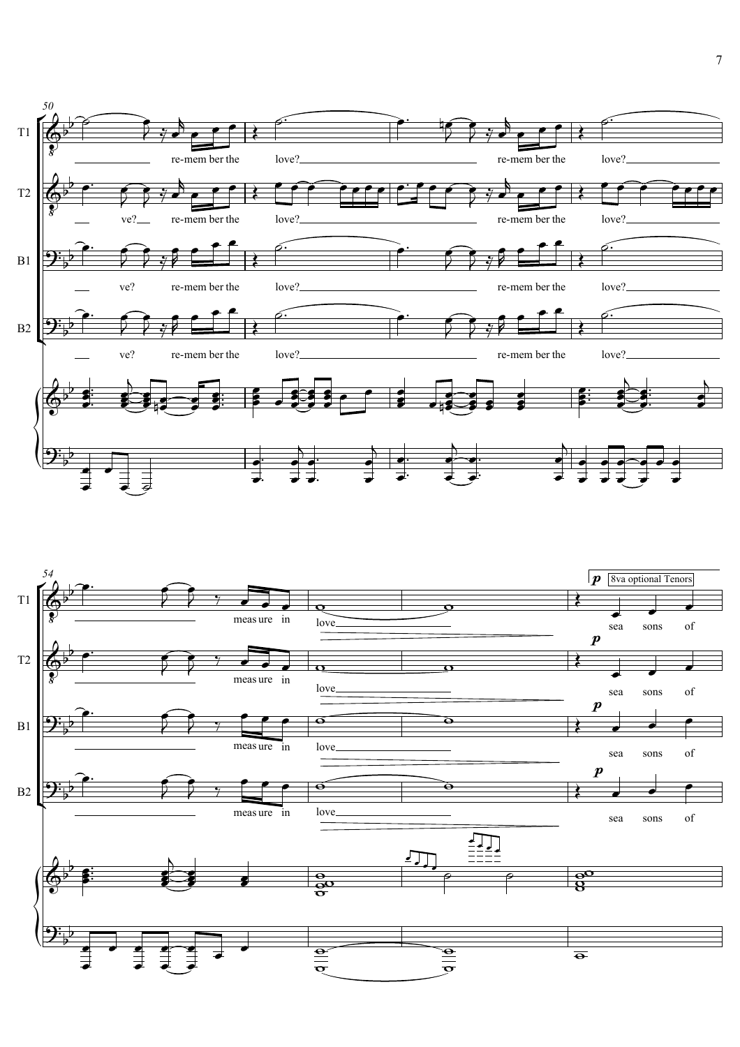50

T1

re-mem ber the love? re-mem ber the love?

T2

ve? re-mem ber the love? re-mem ber the love?

B1

ve? re-mem ber the love? re-mem ber the love?

B2

ve? re-mem ber the love? re-mem ber the love?

54

T1

meas ure in love sea sons of

*p* 8va optional Tenors

T2

meas ure in love sea sons of

*p*

B1

meas ure in love sea sons of

*p*

B2

meas ure in love sea sons of

*p*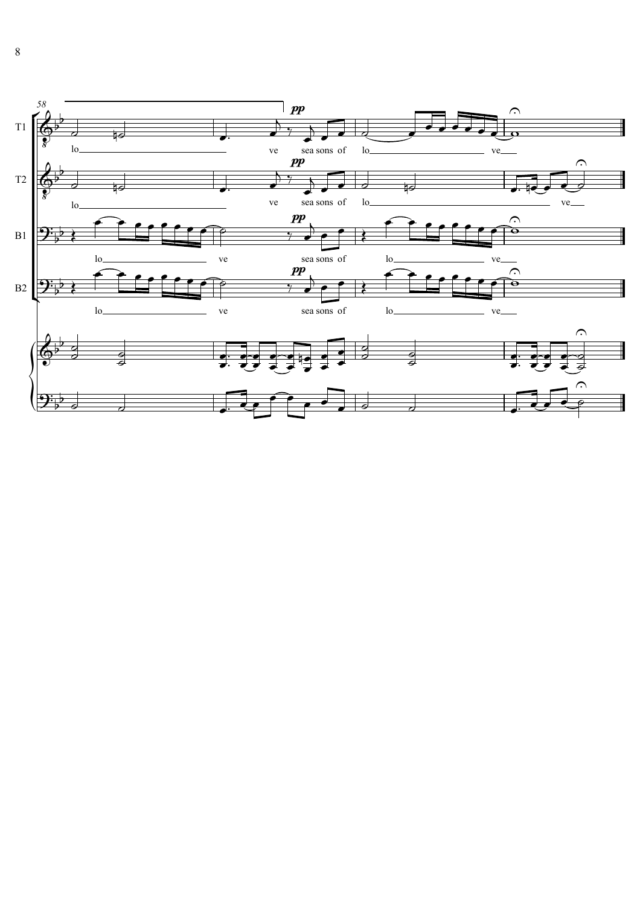58

T1

T2

B1

B2

*pp*

lo ve sea sons of lo ve

lo ve sea sons of lo ve

lo ve sea sons of lo ve

lo ve sea sons of lo ve